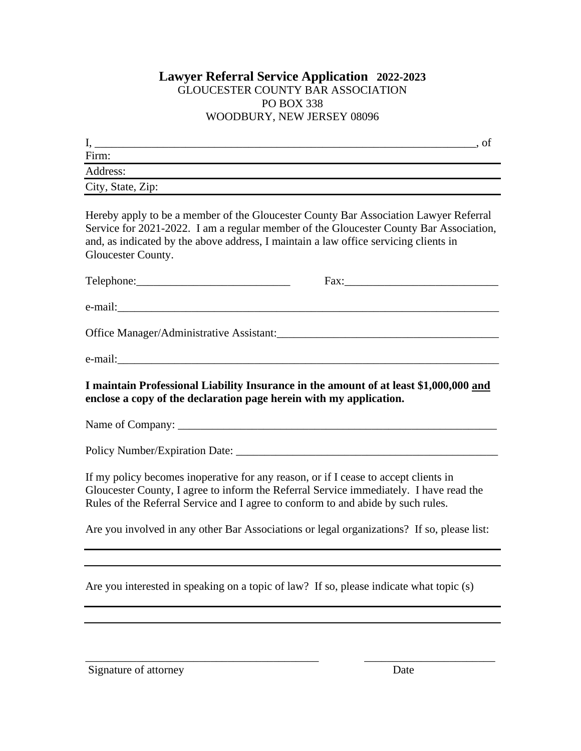# Lawyer Referral Service Application 2022-2023

GLOUCESTER COUNTY BAR ASSOCIATION
PO BOX 338
WOODBURY, NEW JERSEY 08096

I, ______________________________________________________________________, of

Firm: ______________________________________________________________________

Address: ______________________________________________________________________

City, State, Zip: ______________________________________________________________________

Hereby apply to be a member of the Gloucester County Bar Association Lawyer Referral Service for 2021-2022. I am a regular member of the Gloucester County Bar Association, and, as indicated by the above address, I maintain a law office servicing clients in Gloucester County.

Telephone:___________________________ Fax:___________________________

e-mail:______________________________________________________________________

Office Manager/Administrative Assistant:________________________________________

e-mail:______________________________________________________________________

**I maintain Professional Liability Insurance in the amount of at least $1,000,000 <u>and</u> enclose a copy of the declaration page herein with my application.**

Name of Company: ___________________________________________________________

Policy Number/Expiration Date: ________________________________________________

If my policy becomes inoperative for any reason, or if I cease to accept clients in Gloucester County, I agree to inform the Referral Service immediately. I have read the Rules of the Referral Service and I agree to conform to and abide by such rules.

Are you involved in any other Bar Associations or legal organizations? If so, please list:

______________________________________________________________________

______________________________________________________________________

Are you interested in speaking on a topic of law? If so, please indicate what topic (s)

______________________________________________________________________

______________________________________________________________________

__________________________________________ ________________________

Signature of attorney Date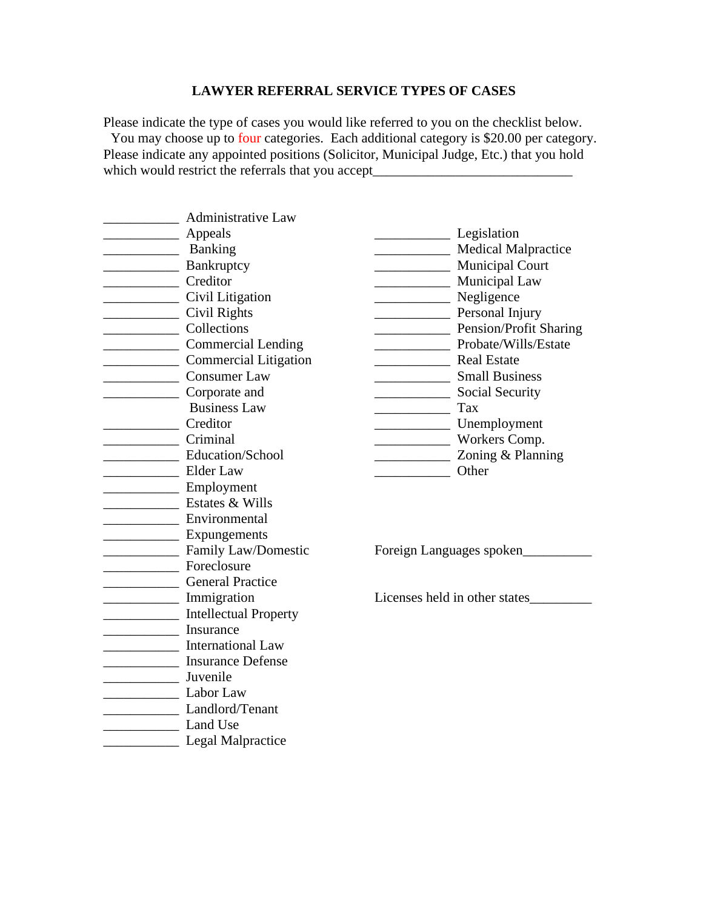**LAWYER REFERRAL SERVICE TYPES OF CASES**

Please indicate the type of cases you would like referred to you on the checklist below. You may choose up to four categories. Each additional category is $20.00 per category. Please indicate any appointed positions (Solicitor, Municipal Judge, Etc.) that you hold which would restrict the referrals that you accept_____________________________

___________ Administrative Law
___________ Appeals
___________ Banking
___________ Bankruptcy
___________ Creditor
___________ Civil Litigation
___________ Civil Rights
___________ Collections
___________ Commercial Lending
___________ Commercial Litigation
___________ Consumer Law
___________ Corporate and Business Law
Creditor
___________ Criminal
___________ Education/School
___________ Elder Law
___________ Employment
___________ Estates & Wills
___________ Environmental
___________ Expungements
___________ Family Law/Domestic
___________ Foreclosure
___________ General Practice
___________ Immigration
___________ Intellectual Property
___________ Insurance
___________ International Law
___________ Insurance Defense
___________ Juvenile
___________ Labor Law
___________ Landlord/Tenant
___________ Land Use
___________ Legal Malpractice

___________ Legislation
___________ Medical Malpractice
___________ Municipal Court
___________ Municipal Law
___________ Negligence
___________ Personal Injury
___________ Pension/Profit Sharing
___________ Probate/Wills/Estate
___________ Real Estate
___________ Small Business
___________ Social Security
___________ Tax
___________ Unemployment
___________ Workers Comp.
___________ Zoning & Planning
___________ Other

Foreign Languages spoken__________

Licenses held in other states_________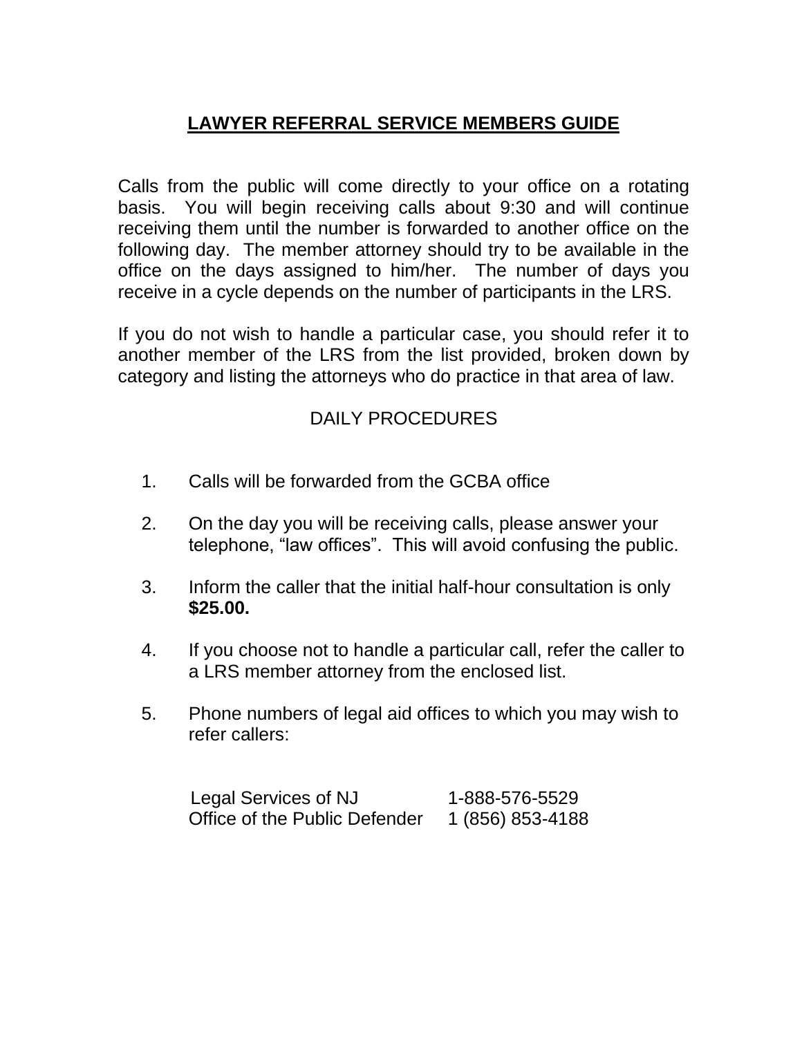# LAWYER REFERRAL SERVICE MEMBERS GUIDE

Calls from the public will come directly to your office on a rotating basis. You will begin receiving calls about 9:30 and will continue receiving them until the number is forwarded to another office on the following day. The member attorney should try to be available in the office on the days assigned to him/her. The number of days you receive in a cycle depends on the number of participants in the LRS.

If you do not wish to handle a particular case, you should refer it to another member of the LRS from the list provided, broken down by category and listing the attorneys who do practice in that area of law.

## DAILY PROCEDURES

1. Calls will be forwarded from the GCBA office
2. On the day you will be receiving calls, please answer your telephone, "law offices". This will avoid confusing the public.
3. Inform the caller that the initial half-hour consultation is only **$25.00.**
4. If you choose not to handle a particular call, refer the caller to a LRS member attorney from the enclosed list.
5. Phone numbers of legal aid offices to which you may wish to refer callers:

| | |
|---|---|
| Legal Services of NJ | 1-888-576-5529 |
| Office of the Public Defender | 1 (856) 853-4188 |